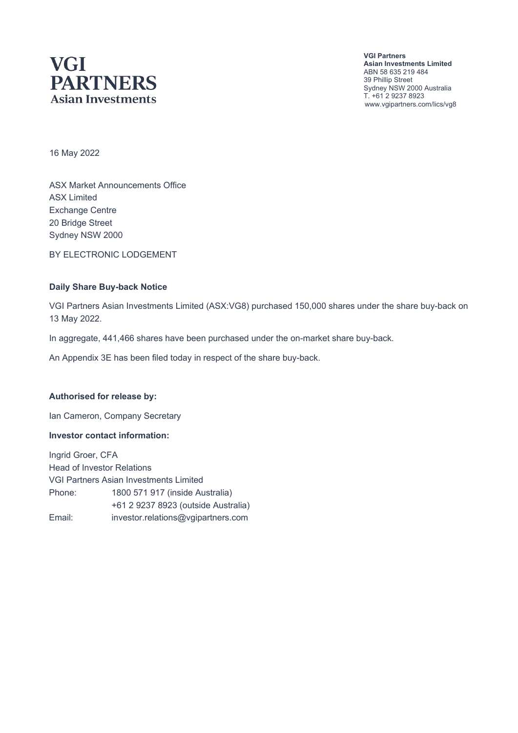**VGI PARTNERS**
**Asian Investments**

**VGI Partners**
**Asian Investments Limited**
ABN 58 635 219 484
39 Phillip Street
Sydney NSW 2000 Australia
T. +61 2 9237 8923
www.vgipartners.com/lics/vg8

16 May 2022

ASX Market Announcements Office
ASX Limited
Exchange Centre
20 Bridge Street
Sydney NSW 2000

BY ELECTRONIC LODGEMENT

**Daily Share Buy-back Notice**

VGI Partners Asian Investments Limited (ASX:VG8) purchased 150,000 shares under the share buy-back on 13 May 2022.

In aggregate, 441,466 shares have been purchased under the on-market share buy-back.

An Appendix 3E has been filed today in respect of the share buy-back.

**Authorised for release by:**

Ian Cameron, Company Secretary

**Investor contact information:**

Ingrid Groer, CFA
Head of Investor Relations
VGI Partners Asian Investments Limited

| | |
|---|---|
| Phone: | 1800 571 917 (inside Australia) |
| | +61 2 9237 8923 (outside Australia) |
| Email: | investor.relations@vgipartners.com |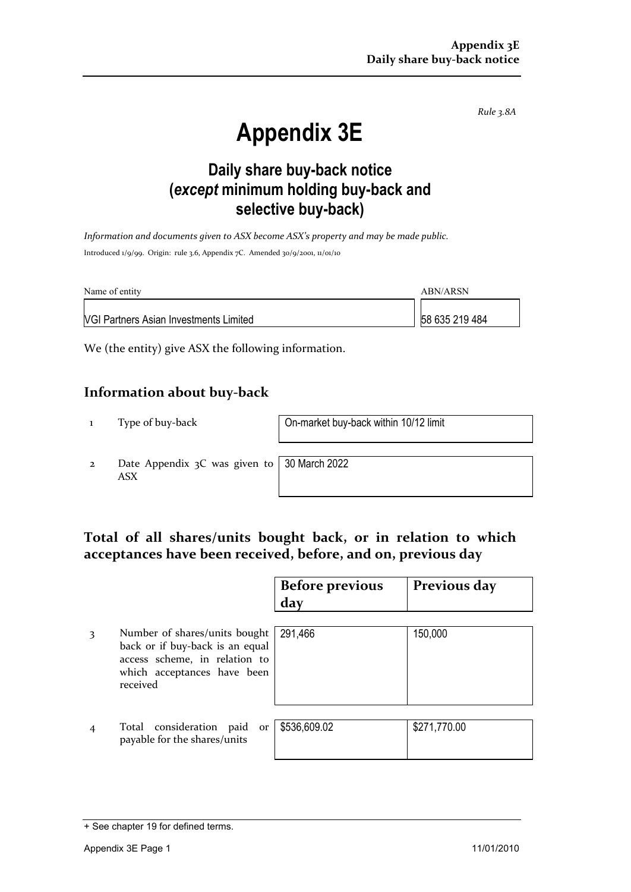*Rule 3.8A*

# Appendix 3E

## Daily share buy-back notice (*except* minimum holding buy-back and selective buy-back)

*Information and documents given to ASX become ASX's property and may be made public.*

Introduced 1/9/99. Origin: rule 3.6, Appendix 7C. Amended 30/9/2001, 11/01/10

| Name of entity | ABN/ARSN |
|---|---|
| VGI Partners Asian Investments Limited | 58 635 219 484 |

We (the entity) give ASX the following information.

## Information about buy-back

| | | |
|---|---|---|
| 1 | Type of buy-back | On-market buy-back within 10/12 limit |
| 2 | Date Appendix 3C was given to ASX | 30 March 2022 |

## Total of all shares/units bought back, or in relation to which acceptances have been received, before, and on, previous day

| | | Before previous day | Previous day |
|---|---|---|---|
| 3 | Number of shares/units bought back or if buy-back is an equal access scheme, in relation to which acceptances have been received | 291,466 | 150,000 |
| 4 | Total consideration paid or payable for the shares/units | $536,609.02 | $271,770.00 |

+ See chapter 19 for defined terms.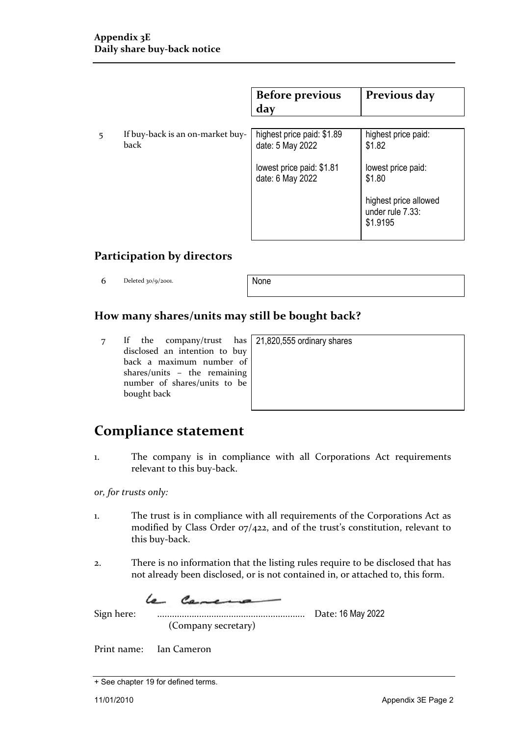| | | Before previous day | Previous day |
|---|---|---|---|
| 5 | If buy-back is an on-market buy-back | highest price paid: $1.89<br>date: 5 May 2022<br><br>lowest price paid: $1.81<br>date: 6 May 2022 | highest price paid: $1.82<br><br>lowest price paid: $1.80<br><br>highest price allowed under rule 7.33: $1.9195 |

## Participation by directors

| | | |
|---|---|---|
| 6 | Deleted 30/9/2001. | None |

## How many shares/units may still be bought back?

| | | |
|---|---|---|
| 7 | If the company/trust has disclosed an intention to buy back a maximum number of shares/units – the remaining number of shares/units to be bought back | 21,820,555 ordinary shares |

# Compliance statement

1. The company is in compliance with all Corporations Act requirements relevant to this buy-back.

*or, for trusts only:*

1. The trust is in compliance with all requirements of the Corporations Act as modified by Class Order 07/422, and of the trust's constitution, relevant to this buy-back.

2. There is no information that the listing rules require to be disclosed that has not already been disclosed, or is not contained in, or attached to, this form.

Sign here: ............................................................ Date: 16 May 2022
(Company secretary)

Print name: Ian Cameron

+ See chapter 19 for defined terms.